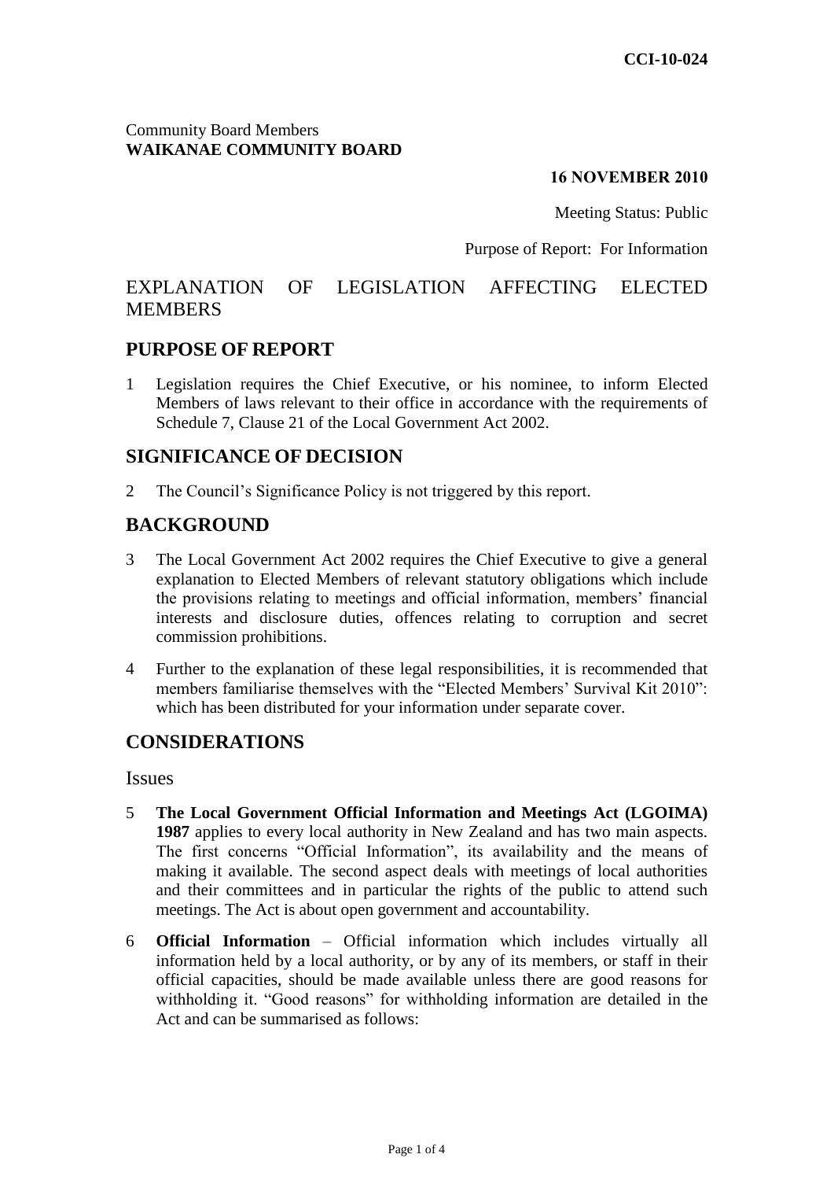**CCI-10-024**

Community Board Members
**WAIKANAE COMMUNITY BOARD**

**16 NOVEMBER 2010**

Meeting Status: Public

Purpose of Report: For Information

# EXPLANATION OF LEGISLATION AFFECTING ELECTED MEMBERS

## PURPOSE OF REPORT

1 Legislation requires the Chief Executive, or his nominee, to inform Elected Members of laws relevant to their office in accordance with the requirements of Schedule 7, Clause 21 of the Local Government Act 2002.

## SIGNIFICANCE OF DECISION

2 The Council's Significance Policy is not triggered by this report.

## BACKGROUND

3 The Local Government Act 2002 requires the Chief Executive to give a general explanation to Elected Members of relevant statutory obligations which include the provisions relating to meetings and official information, members' financial interests and disclosure duties, offences relating to corruption and secret commission prohibitions.

4 Further to the explanation of these legal responsibilities, it is recommended that members familiarise themselves with the "Elected Members' Survival Kit 2010": which has been distributed for your information under separate cover.

## CONSIDERATIONS

### Issues

5 **The Local Government Official Information and Meetings Act (LGOIMA) 1987** applies to every local authority in New Zealand and has two main aspects. The first concerns "Official Information", its availability and the means of making it available. The second aspect deals with meetings of local authorities and their committees and in particular the rights of the public to attend such meetings. The Act is about open government and accountability.

6 **Official Information** – Official information which includes virtually all information held by a local authority, or by any of its members, or staff in their official capacities, should be made available unless there are good reasons for withholding it. "Good reasons" for withholding information are detailed in the Act and can be summarised as follows: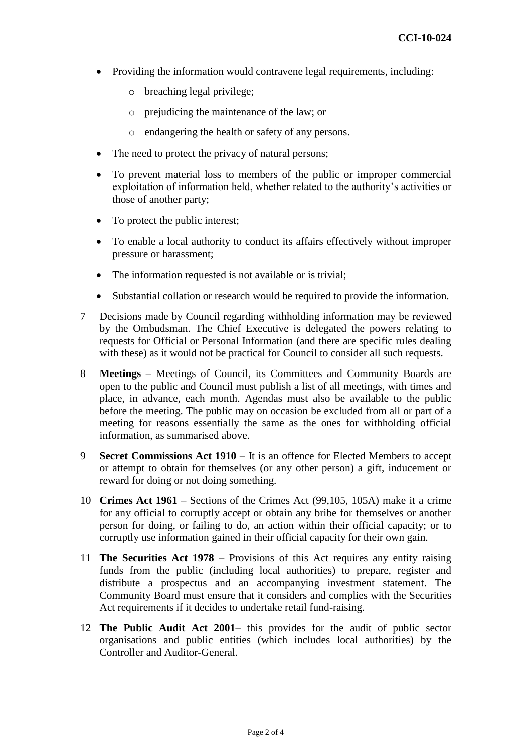- Providing the information would contravene legal requirements, including:
    - breaching legal privilege;
    - prejudicing the maintenance of the law; or
    - endangering the health or safety of any persons.
- The need to protect the privacy of natural persons;
- To prevent material loss to members of the public or improper commercial exploitation of information held, whether related to the authority's activities or those of another party;
- To protect the public interest;
- To enable a local authority to conduct its affairs effectively without improper pressure or harassment;
- The information requested is not available or is trivial;
- Substantial collation or research would be required to provide the information.

7 Decisions made by Council regarding withholding information may be reviewed by the Ombudsman. The Chief Executive is delegated the powers relating to requests for Official or Personal Information (and there are specific rules dealing with these) as it would not be practical for Council to consider all such requests.

8 **Meetings** – Meetings of Council, its Committees and Community Boards are open to the public and Council must publish a list of all meetings, with times and place, in advance, each month. Agendas must also be available to the public before the meeting. The public may on occasion be excluded from all or part of a meeting for reasons essentially the same as the ones for withholding official information, as summarised above.

9 **Secret Commissions Act 1910** – It is an offence for Elected Members to accept or attempt to obtain for themselves (or any other person) a gift, inducement or reward for doing or not doing something.

10 **Crimes Act 1961** – Sections of the Crimes Act (99,105, 105A) make it a crime for any official to corruptly accept or obtain any bribe for themselves or another person for doing, or failing to do, an action within their official capacity; or to corruptly use information gained in their official capacity for their own gain.

11 **The Securities Act 1978** – Provisions of this Act requires any entity raising funds from the public (including local authorities) to prepare, register and distribute a prospectus and an accompanying investment statement. The Community Board must ensure that it considers and complies with the Securities Act requirements if it decides to undertake retail fund-raising.

12 **The Public Audit Act 2001**– this provides for the audit of public sector organisations and public entities (which includes local authorities) by the Controller and Auditor-General.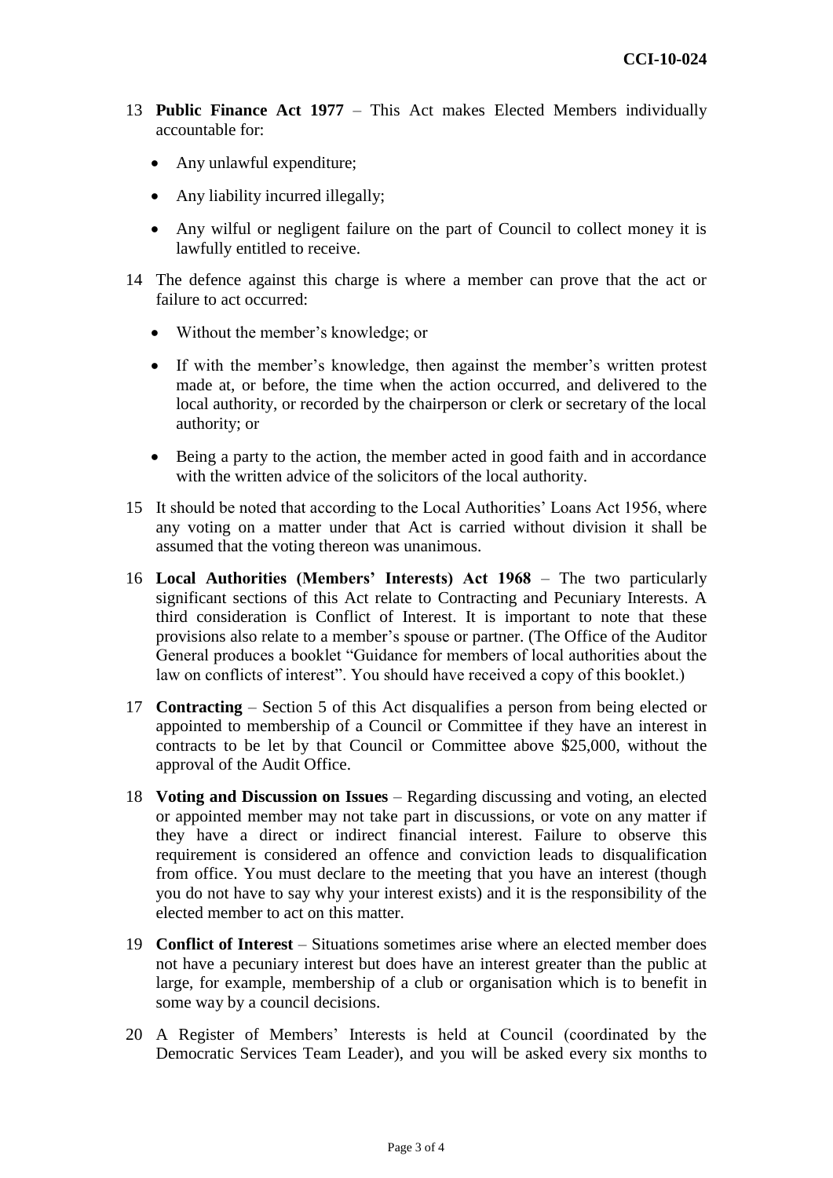13 **Public Finance Act 1977** – This Act makes Elected Members individually accountable for:

- Any unlawful expenditure;
- Any liability incurred illegally;
- Any wilful or negligent failure on the part of Council to collect money it is lawfully entitled to receive.

14 The defence against this charge is where a member can prove that the act or failure to act occurred:

- Without the member's knowledge; or
- If with the member's knowledge, then against the member's written protest made at, or before, the time when the action occurred, and delivered to the local authority, or recorded by the chairperson or clerk or secretary of the local authority; or
- Being a party to the action, the member acted in good faith and in accordance with the written advice of the solicitors of the local authority.

15 It should be noted that according to the Local Authorities' Loans Act 1956, where any voting on a matter under that Act is carried without division it shall be assumed that the voting thereon was unanimous.

16 **Local Authorities (Members' Interests) Act 1968** – The two particularly significant sections of this Act relate to Contracting and Pecuniary Interests. A third consideration is Conflict of Interest. It is important to note that these provisions also relate to a member's spouse or partner. (The Office of the Auditor General produces a booklet "Guidance for members of local authorities about the law on conflicts of interest". You should have received a copy of this booklet.)

17 **Contracting** – Section 5 of this Act disqualifies a person from being elected or appointed to membership of a Council or Committee if they have an interest in contracts to be let by that Council or Committee above $25,000, without the approval of the Audit Office.

18 **Voting and Discussion on Issues** – Regarding discussing and voting, an elected or appointed member may not take part in discussions, or vote on any matter if they have a direct or indirect financial interest. Failure to observe this requirement is considered an offence and conviction leads to disqualification from office. You must declare to the meeting that you have an interest (though you do not have to say why your interest exists) and it is the responsibility of the elected member to act on this matter.

19 **Conflict of Interest** – Situations sometimes arise where an elected member does not have a pecuniary interest but does have an interest greater than the public at large, for example, membership of a club or organisation which is to benefit in some way by a council decisions.

20 A Register of Members' Interests is held at Council (coordinated by the Democratic Services Team Leader), and you will be asked every six months to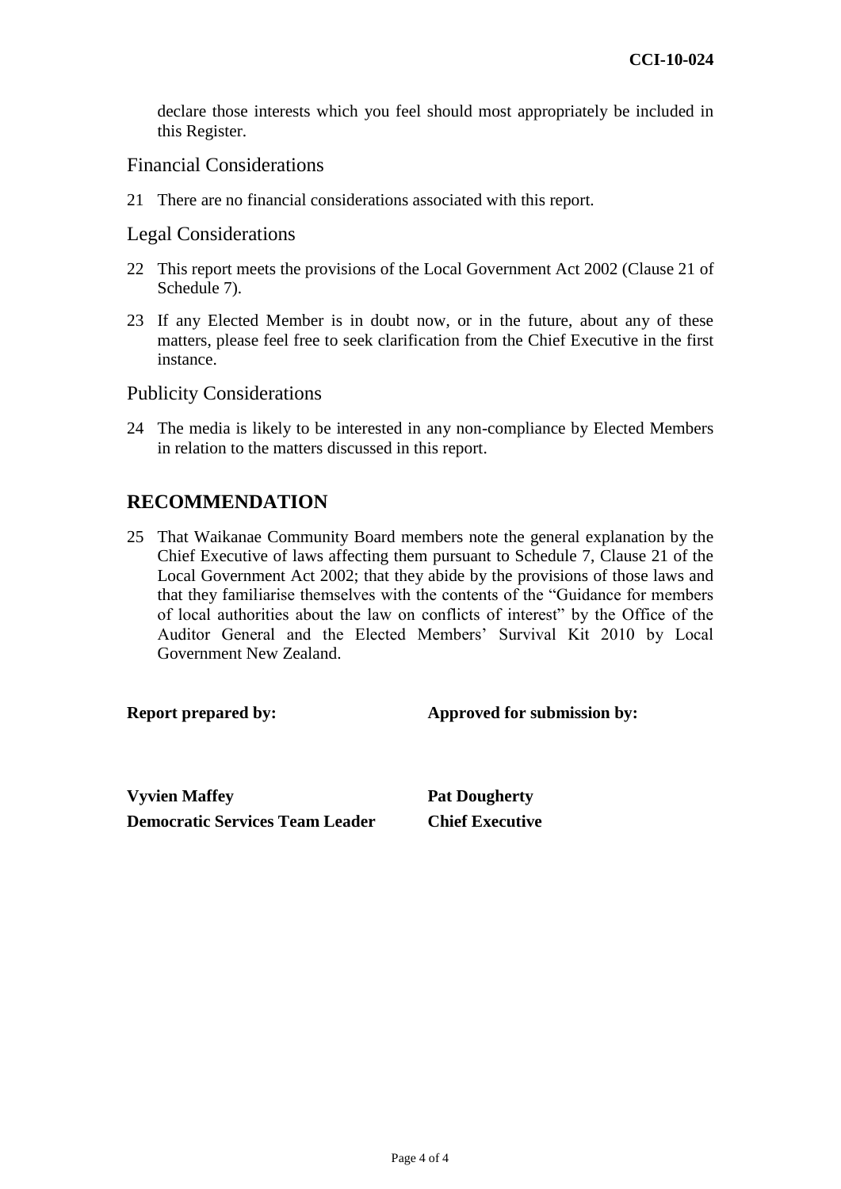declare those interests which you feel should most appropriately be included in this Register.

## Financial Considerations

21 There are no financial considerations associated with this report.

## Legal Considerations

22 This report meets the provisions of the Local Government Act 2002 (Clause 21 of Schedule 7).

23 If any Elected Member is in doubt now, or in the future, about any of these matters, please feel free to seek clarification from the Chief Executive in the first instance.

## Publicity Considerations

24 The media is likely to be interested in any non-compliance by Elected Members in relation to the matters discussed in this report.

# RECOMMENDATION

25 That Waikanae Community Board members note the general explanation by the Chief Executive of laws affecting them pursuant to Schedule 7, Clause 21 of the Local Government Act 2002; that they abide by the provisions of those laws and that they familiarise themselves with the contents of the "Guidance for members of local authorities about the law on conflicts of interest" by the Office of the Auditor General and the Elected Members' Survival Kit 2010 by Local Government New Zealand.

| **Report prepared by:** | **Approved for submission by:** |
|---|---|
| **Vyvien Maffey** | **Pat Dougherty** |
| **Democratic Services Team Leader** | **Chief Executive** |